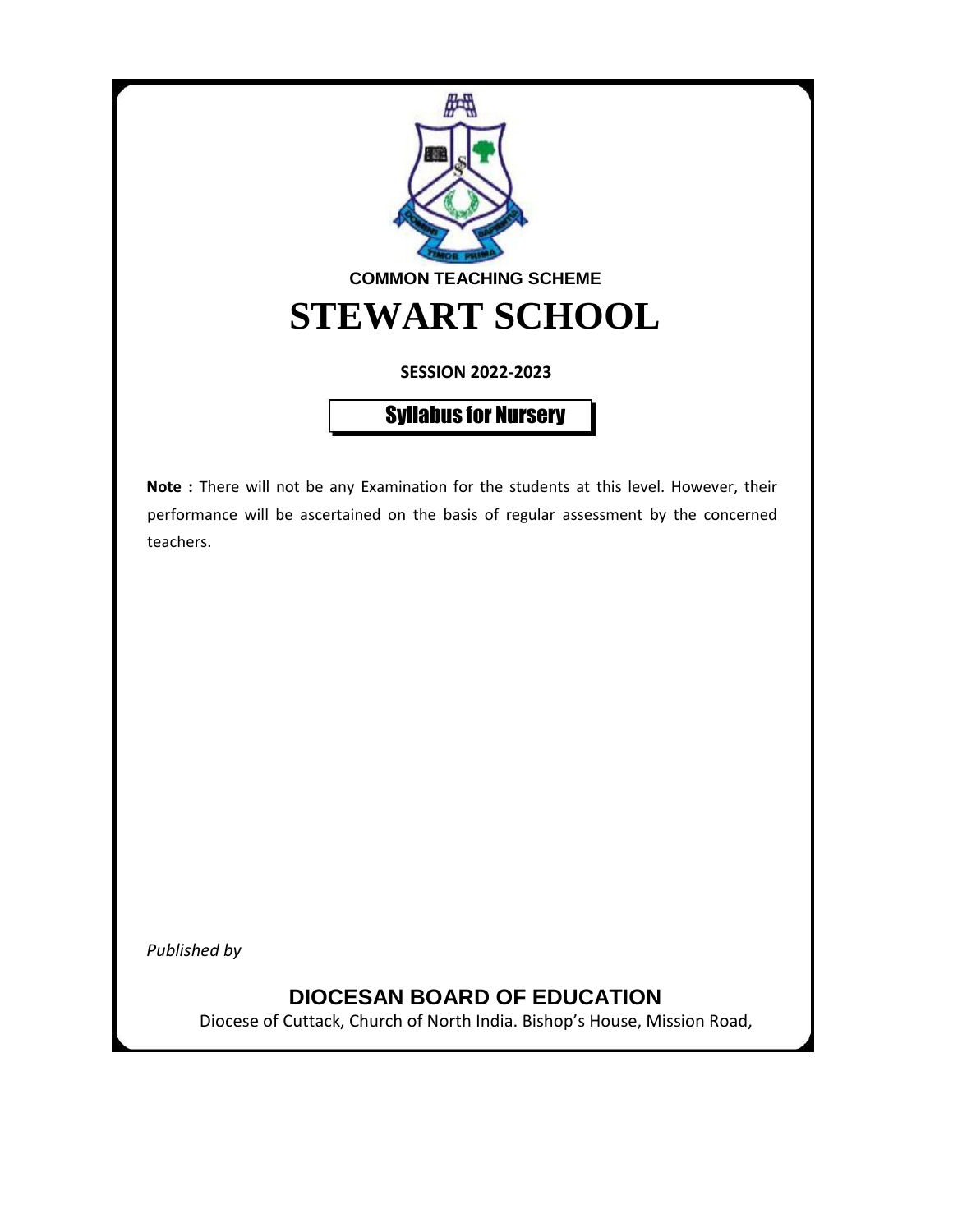**COMMON TEACHING SCHEME**

# STEWART SCHOOL

**SESSION 2022-2023**

## Syllabus for Nursery

**Note :** There will not be any Examination for the students at this level. However, their performance will be ascertained on the basis of regular assessment by the concerned teachers.

*Published by*

**DIOCESAN BOARD OF EDUCATION**

Diocese of Cuttack, Church of North India. Bishop's House, Mission Road,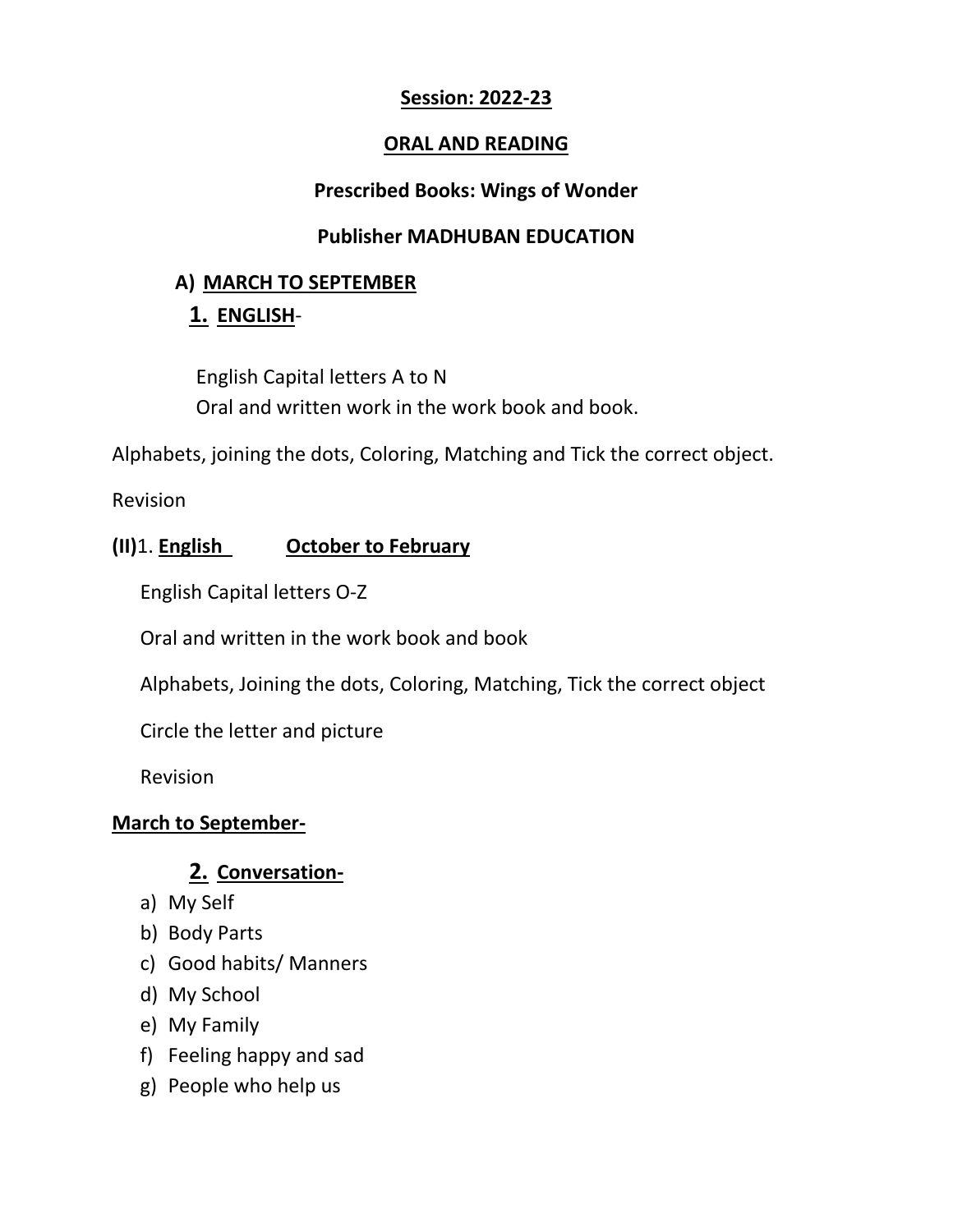**Session: 2022-23**

**ORAL AND READING**

**Prescribed Books: Wings of Wonder**

**Publisher MADHUBAN EDUCATION**

**A) MARCH TO SEPTEMBER**

**1. ENGLISH**-

English Capital letters A to N
Oral and written work in the work book and book.

Alphabets, joining the dots, Coloring, Matching and Tick the correct object.

Revision

**(II)**1. **English** **October to February**

English Capital letters O-Z

Oral and written in the work book and book

Alphabets, Joining the dots, Coloring, Matching, Tick the correct object

Circle the letter and picture

Revision

**March to September-**

**2. Conversation-**

a) My Self
b) Body Parts
c) Good habits/ Manners
d) My School
e) My Family
f) Feeling happy and sad
g) People who help us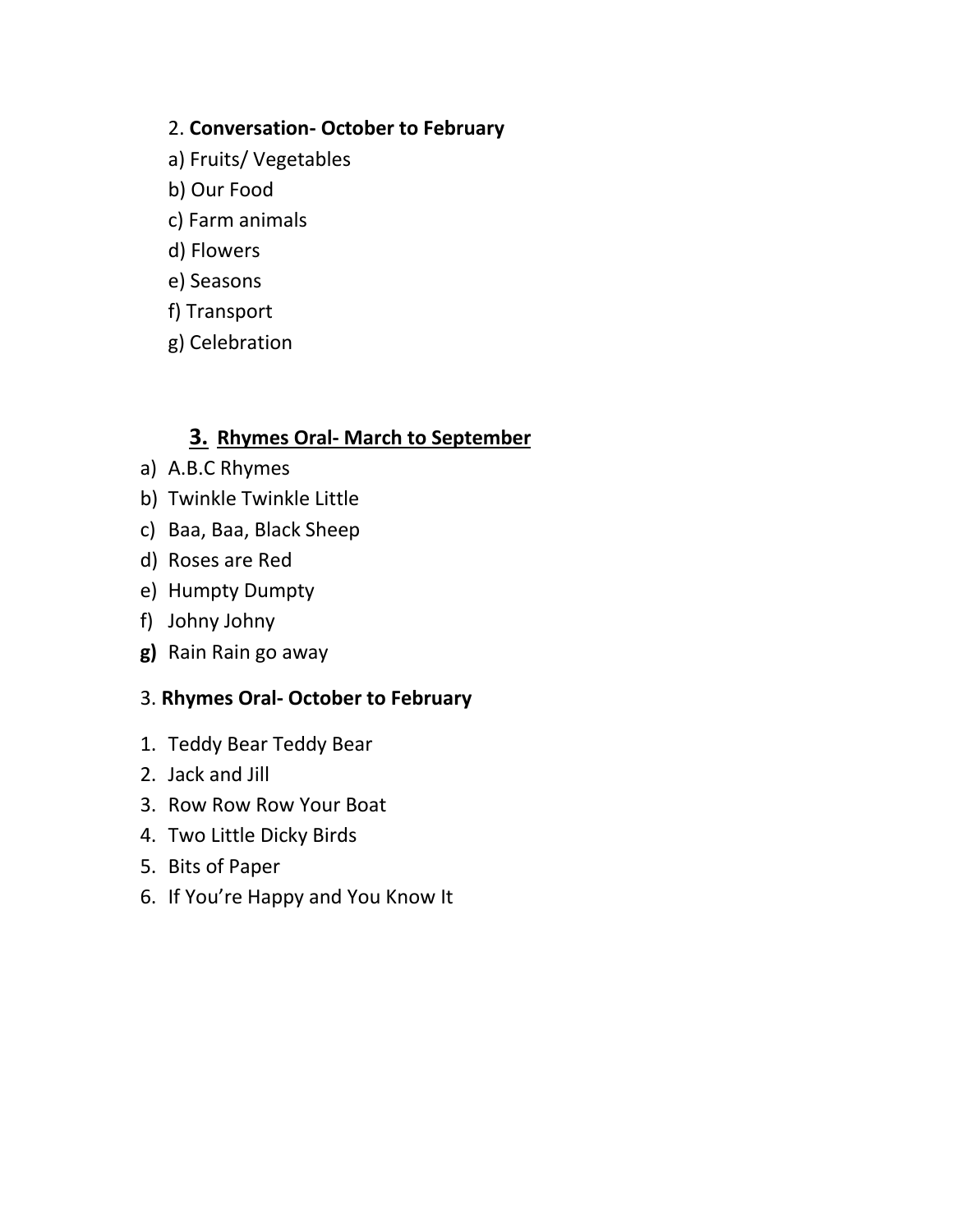2. **Conversation- October to February**

a) Fruits/ Vegetables

b) Our Food

c) Farm animals

d) Flowers

e) Seasons

f) Transport

g) Celebration

## **<u>3. Rhymes Oral- March to September</u>**

a) A.B.C Rhymes

b) Twinkle Twinkle Little

c) Baa, Baa, Black Sheep

d) Roses are Red

e) Humpty Dumpty

f) Johny Johny

**g)** Rain Rain go away

3. **Rhymes Oral- October to February**

1. Teddy Bear Teddy Bear
2. Jack and Jill
3. Row Row Row Your Boat
4. Two Little Dicky Birds
5. Bits of Paper
6. If You're Happy and You Know It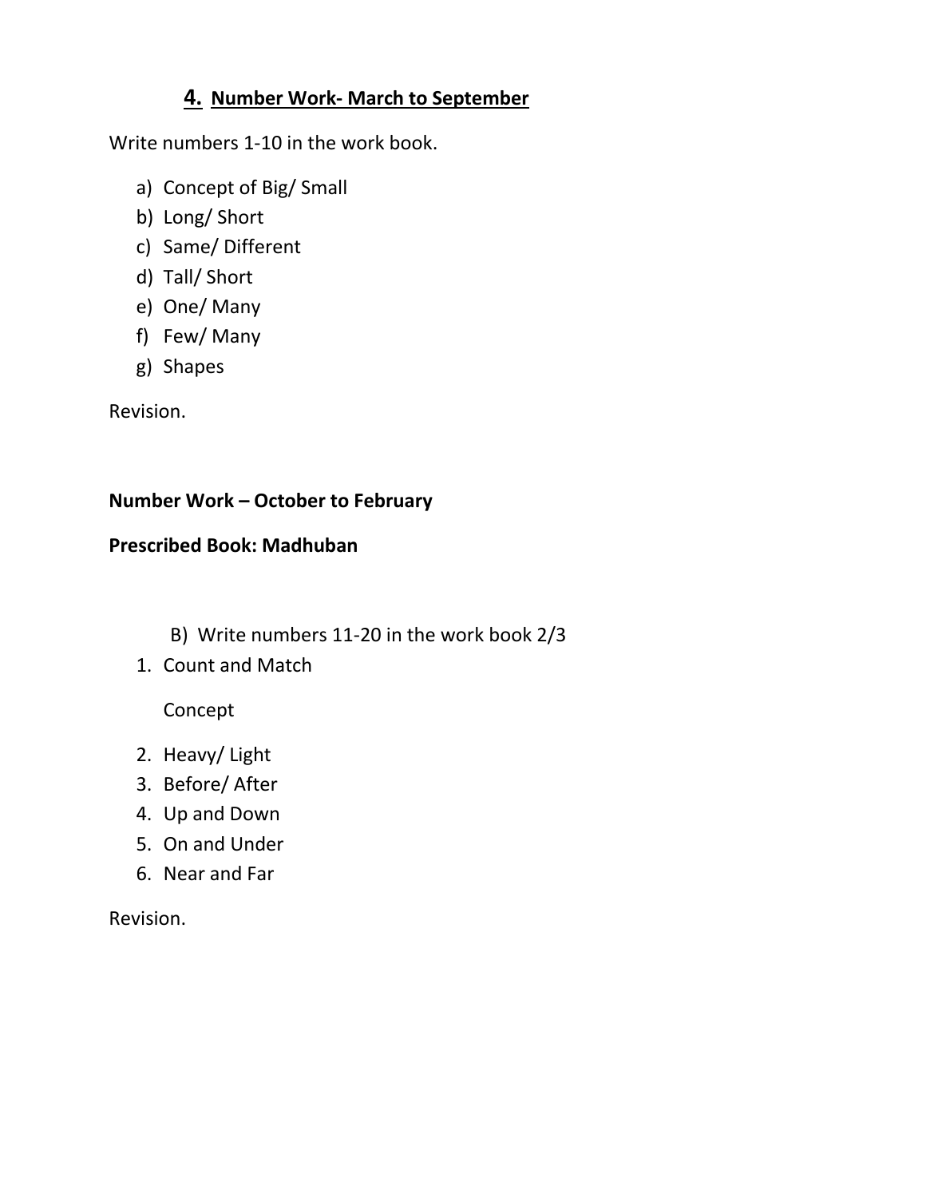## 4. Number Work- March to September

Write numbers 1-10 in the work book.

a) Concept of Big/ Small
b) Long/ Short
c) Same/ Different
d) Tall/ Short
e) One/ Many
f) Few/ Many
g) Shapes

Revision.

**Number Work – October to February**

**Prescribed Book: Madhuban**

B) Write numbers 11-20 in the work book 2/3

1. Count and Match

   Concept

2. Heavy/ Light
3. Before/ After
4. Up and Down
5. On and Under
6. Near and Far

Revision.